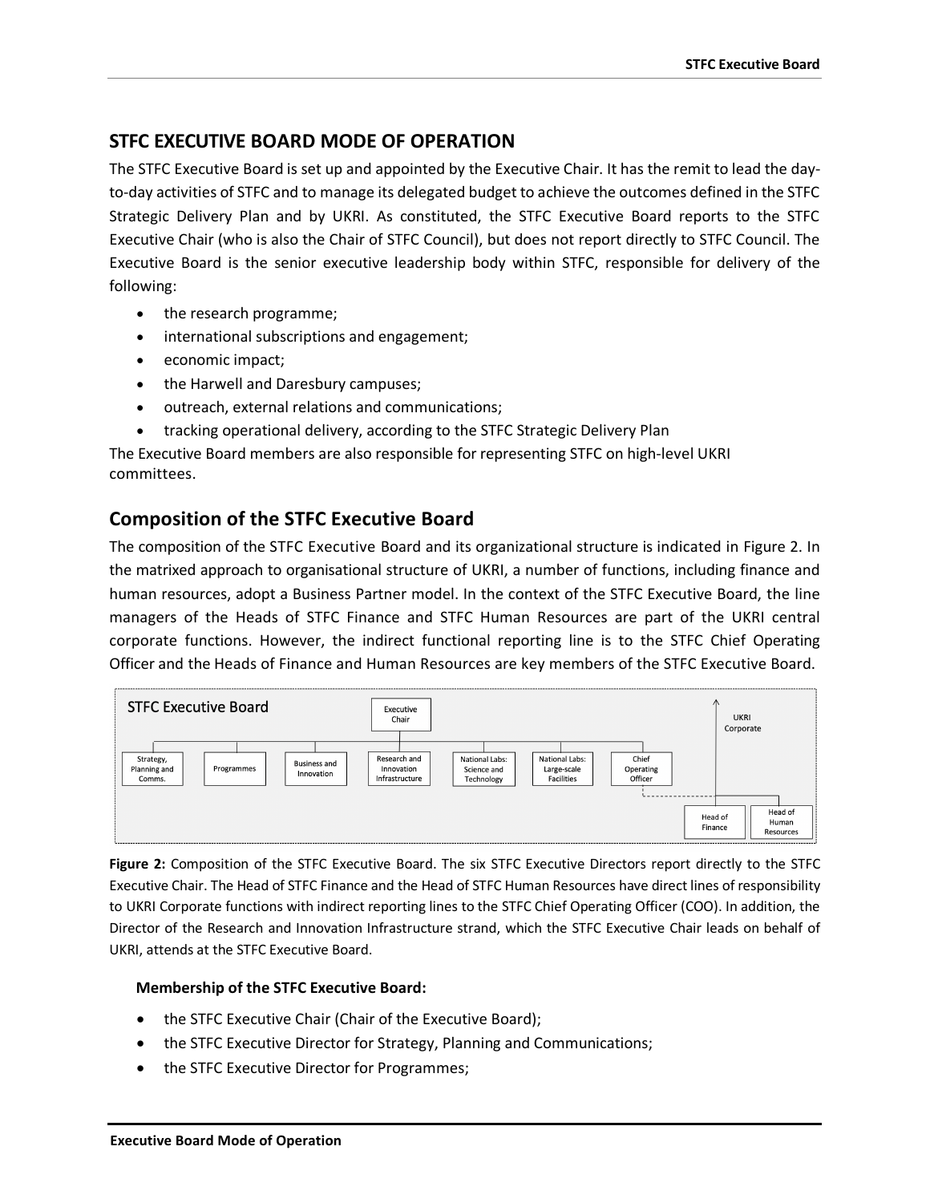## STFC EXECUTIVE BOARD MODE OF OPERATION

The STFC Executive Board is set up and appointed by the Executive Chair. It has the remit to lead the day-to-day activities of STFC and to manage its delegated budget to achieve the outcomes defined in the STFC Strategic Delivery Plan and by UKRI. As constituted, the STFC Executive Board reports to the STFC Executive Chair (who is also the Chair of STFC Council), but does not report directly to STFC Council. The Executive Board is the senior executive leadership body within STFC, responsible for delivery of the following:

- the research programme;
- international subscriptions and engagement;
- economic impact;
- the Harwell and Daresbury campuses;
- outreach, external relations and communications;
- tracking operational delivery, according to the STFC Strategic Delivery Plan

The Executive Board members are also responsible for representing STFC on high-level UKRI committees.

## Composition of the STFC Executive Board

The composition of the STFC Executive Board and its organizational structure is indicated in Figure 2. In the matrixed approach to organisational structure of UKRI, a number of functions, including finance and human resources, adopt a Business Partner model. In the context of the STFC Executive Board, the line managers of the Heads of STFC Finance and STFC Human Resources are part of the UKRI central corporate functions. However, the indirect functional reporting line is to the STFC Chief Operating Officer and the Heads of Finance and Human Resources are key members of the STFC Executive Board.

STFC Executive Board

Executive Chair

Strategy, Planning and Comms. | Programmes | Business and Innovation | Research and Innovation Infrastructure | National Labs: Science and Technology | National Labs: Large-scale Facilities | Chief Operating Officer

UKRI Corporate

Head of Finance | Head of Human Resources

**Figure 2:** Composition of the STFC Executive Board. The six STFC Executive Directors report directly to the STFC Executive Chair. The Head of STFC Finance and the Head of STFC Human Resources have direct lines of responsibility to UKRI Corporate functions with indirect reporting lines to the STFC Chief Operating Officer (COO). In addition, the Director of the Research and Innovation Infrastructure strand, which the STFC Executive Chair leads on behalf of UKRI, attends at the STFC Executive Board.

**Membership of the STFC Executive Board:**

- the STFC Executive Chair (Chair of the Executive Board);
- the STFC Executive Director for Strategy, Planning and Communications;
- the STFC Executive Director for Programmes;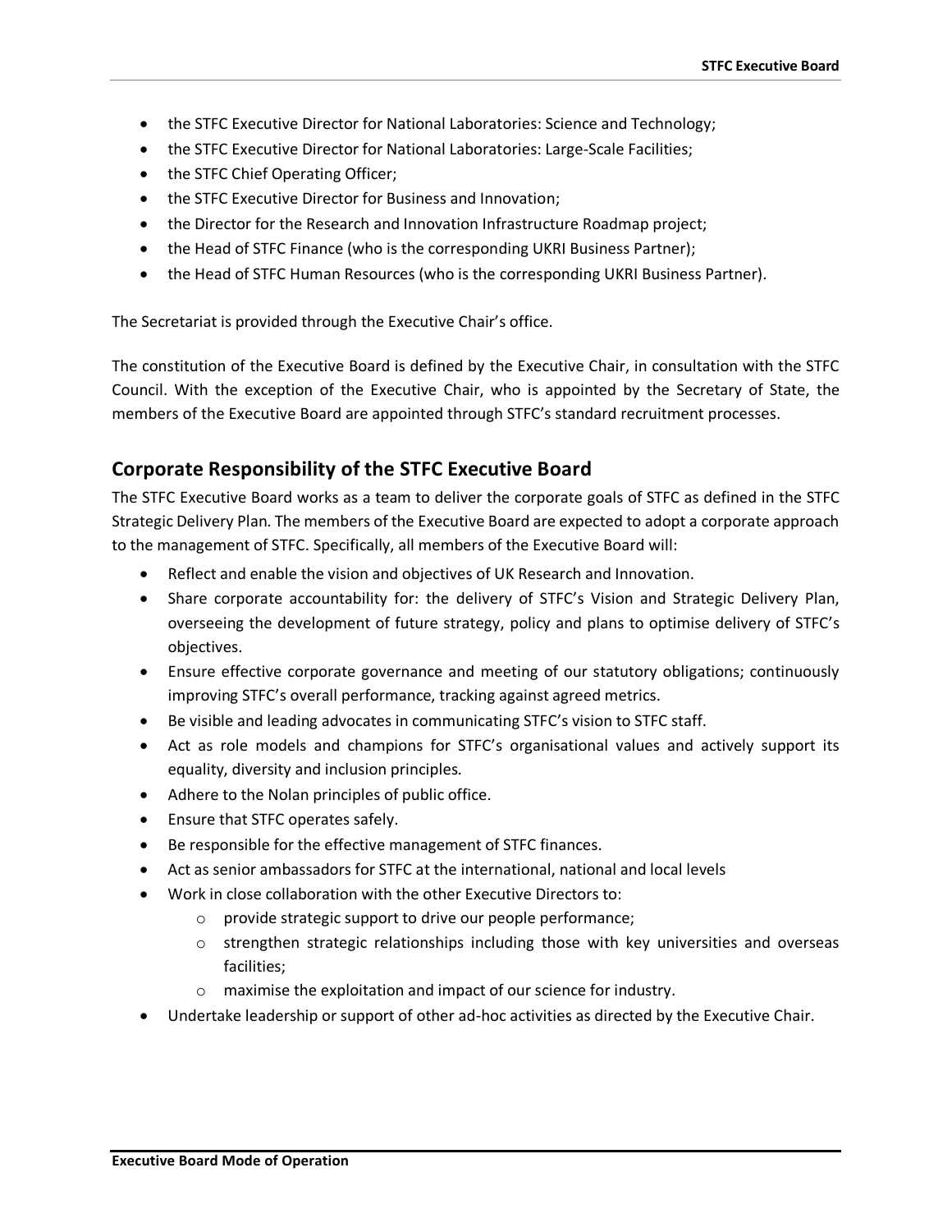- the STFC Executive Director for National Laboratories: Science and Technology;
- the STFC Executive Director for National Laboratories: Large-Scale Facilities;
- the STFC Chief Operating Officer;
- the STFC Executive Director for Business and Innovation;
- the Director for the Research and Innovation Infrastructure Roadmap project;
- the Head of STFC Finance (who is the corresponding UKRI Business Partner);
- the Head of STFC Human Resources (who is the corresponding UKRI Business Partner).

The Secretariat is provided through the Executive Chair's office.

The constitution of the Executive Board is defined by the Executive Chair, in consultation with the STFC Council. With the exception of the Executive Chair, who is appointed by the Secretary of State, the members of the Executive Board are appointed through STFC's standard recruitment processes.

## Corporate Responsibility of the STFC Executive Board

The STFC Executive Board works as a team to deliver the corporate goals of STFC as defined in the STFC Strategic Delivery Plan. The members of the Executive Board are expected to adopt a corporate approach to the management of STFC. Specifically, all members of the Executive Board will:

- Reflect and enable the vision and objectives of UK Research and Innovation.
- Share corporate accountability for: the delivery of STFC's Vision and Strategic Delivery Plan, overseeing the development of future strategy, policy and plans to optimise delivery of STFC's objectives.
- Ensure effective corporate governance and meeting of our statutory obligations; continuously improving STFC's overall performance, tracking against agreed metrics.
- Be visible and leading advocates in communicating STFC's vision to STFC staff.
- Act as role models and champions for STFC's organisational values and actively support its equality, diversity and inclusion principles.
- Adhere to the Nolan principles of public office.
- Ensure that STFC operates safely.
- Be responsible for the effective management of STFC finances.
- Act as senior ambassadors for STFC at the international, national and local levels
- Work in close collaboration with the other Executive Directors to:
  - provide strategic support to drive our people performance;
  - strengthen strategic relationships including those with key universities and overseas facilities;
  - maximise the exploitation and impact of our science for industry.
- Undertake leadership or support of other ad-hoc activities as directed by the Executive Chair.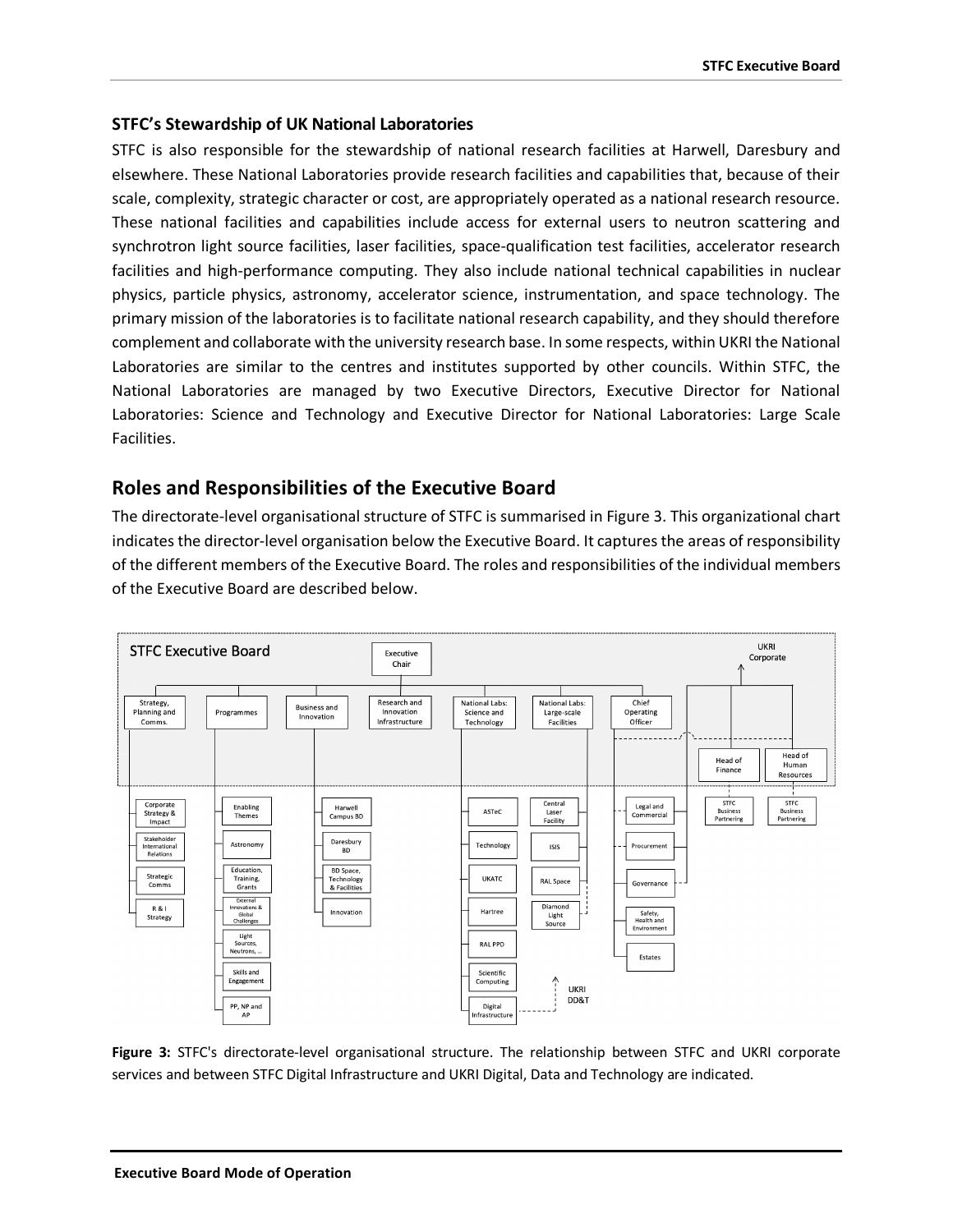### STFC's Stewardship of UK National Laboratories

STFC is also responsible for the stewardship of national research facilities at Harwell, Daresbury and elsewhere. These National Laboratories provide research facilities and capabilities that, because of their scale, complexity, strategic character or cost, are appropriately operated as a national research resource. These national facilities and capabilities include access for external users to neutron scattering and synchrotron light source facilities, laser facilities, space-qualification test facilities, accelerator research facilities and high-performance computing. They also include national technical capabilities in nuclear physics, particle physics, astronomy, accelerator science, instrumentation, and space technology. The primary mission of the laboratories is to facilitate national research capability, and they should therefore complement and collaborate with the university research base. In some respects, within UKRI the National Laboratories are similar to the centres and institutes supported by other councils. Within STFC, the National Laboratories are managed by two Executive Directors, Executive Director for National Laboratories: Science and Technology and Executive Director for National Laboratories: Large Scale Facilities.

## Roles and Responsibilities of the Executive Board

The directorate-level organisational structure of STFC is summarised in Figure 3. This organizational chart indicates the director-level organisation below the Executive Board. It captures the areas of responsibility of the different members of the Executive Board. The roles and responsibilities of the individual members of the Executive Board are described below.

STFC Executive Board

Executive Chair

UKRI Corporate

Strategy, Planning and Comms.

Programmes

Business and Innovation

Research and Innovation Infrastructure

National Labs: Science and Technology

National Labs: Large-scale Facilities

Chief Operating Officer

Head of Finance

Head of Human Resources

Corporate Strategy & Impact

Stakeholder International Relations

Strategic Comms

R & I Strategy

Enabling Themes

Astronomy

Education, Training, Grants

External Innovations & Global Challenges

Light Sources, Neutrons, ...

Skills and Engagement

PP, NP and AP

Harwell Campus BD

Daresbury BD

BD Space, Technology & Facilities

Innovation

ASTeC

Technology

UKATC

Hartree

RAL PPD

Scientific Computing

Digital Infrastructure

Central Laser Facility

ISIS

RAL Space

Diamond Light Source

UKRI DD&T

Legal and Commercial

Procurement

Governance

Safety, Health and Environment

Estates

STFC Business Partnering

STFC Business Partnering

**Figure 3:** STFC's directorate-level organisational structure. The relationship between STFC and UKRI corporate services and between STFC Digital Infrastructure and UKRI Digital, Data and Technology are indicated.